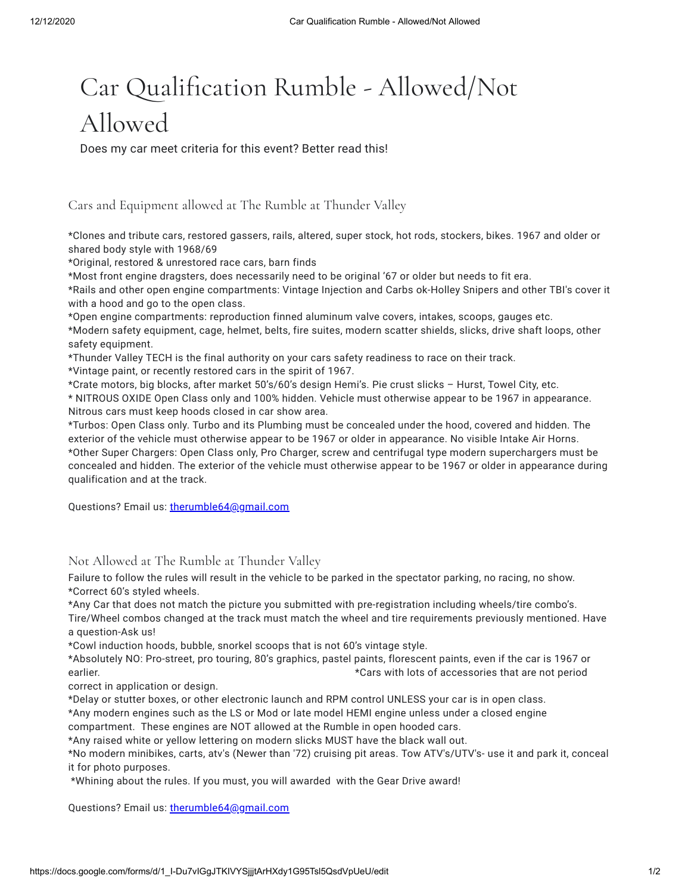# Car Qualification Rumble - Allowed/Not Allowed

Does my car meet criteria for this event? Better read this!

## Cars and Equipment allowed at The Rumble at Thunder Valley

*Clones and tribute cars, restored gassers, rails, altered, super stock, hot rods, stockers, bikes. 1967 and older or shared body style with 1968/69
*Original, restored & unrestored race cars, barn finds
*Most front engine dragsters, does necessarily need to be original '67 or older but needs to fit era.
*Rails and other open engine compartments: Vintage Injection and Carbs ok-Holley Snipers and other TBI's cover it with a hood and go to the open class.
*Open engine compartments: reproduction finned aluminum valve covers, intakes, scoops, gauges etc.
*Modern safety equipment, cage, helmet, belts, fire suites, modern scatter shields, slicks, drive shaft loops, other safety equipment.
*Thunder Valley TECH is the final authority on your cars safety readiness to race on their track.
*Vintage paint, or recently restored cars in the spirit of 1967.
*Crate motors, big blocks, after market 50's/60's design Hemi's. Pie crust slicks – Hurst, Towel City, etc.
* NITROUS OXIDE Open Class only and 100% hidden. Vehicle must otherwise appear to be 1967 in appearance. Nitrous cars must keep hoods closed in car show area.
*Turbos: Open Class only. Turbo and its Plumbing must be concealed under the hood, covered and hidden. The exterior of the vehicle must otherwise appear to be 1967 or older in appearance. No visible Intake Air Horns.
*Other Super Chargers: Open Class only, Pro Charger, screw and centrifugal type modern superchargers must be concealed and hidden. The exterior of the vehicle must otherwise appear to be 1967 or older in appearance during qualification and at the track.

Questions? Email us: therumble64@gmail.com

## Not Allowed at The Rumble at Thunder Valley

Failure to follow the rules will result in the vehicle to be parked in the spectator parking, no racing, no show.
*Correct 60's styled wheels.
*Any Car that does not match the picture you submitted with pre-registration including wheels/tire combo's. Tire/Wheel combos changed at the track must match the wheel and tire requirements previously mentioned. Have a question-Ask us!
*Cowl induction hoods, bubble, snorkel scoops that is not 60's vintage style.
*Absolutely NO: Pro-street, pro touring, 80's graphics, pastel paints, florescent paints, even if the car is 1967 or earlier. *Cars with lots of accessories that are not period correct in application or design.
*Delay or stutter boxes, or other electronic launch and RPM control UNLESS your car is in open class.
*Any modern engines such as the LS or Mod or late model HEMI engine unless under a closed engine compartment. These engines are NOT allowed at the Rumble in open hooded cars.
*Any raised white or yellow lettering on modern slicks MUST have the black wall out.
*No modern minibikes, carts, atv's (Newer than '72) cruising pit areas. Tow ATV's/UTV's- use it and park it, conceal it for photo purposes.
*Whining about the rules. If you must, you will awarded with the Gear Drive award!

Questions? Email us: therumble64@gmail.com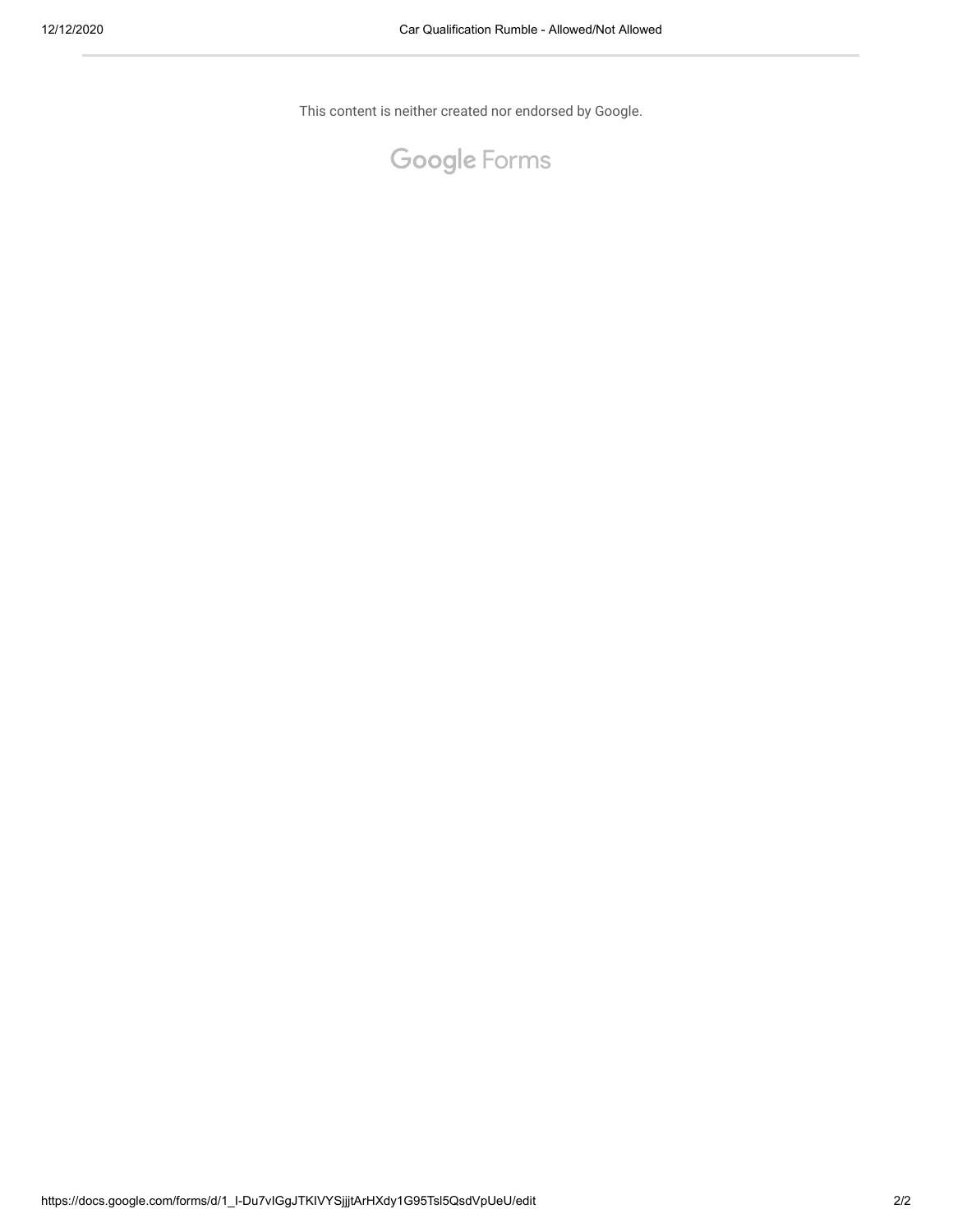This content is neither created nor endorsed by Google.

Google Forms